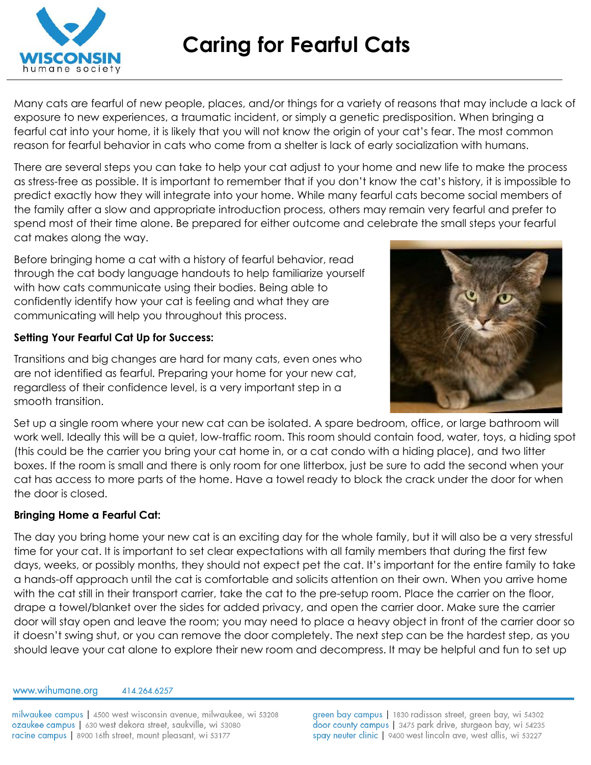# Caring for Fearful Cats

Many cats are fearful of new people, places, and/or things for a variety of reasons that may include a lack of exposure to new experiences, a traumatic incident, or simply a genetic predisposition. When bringing a fearful cat into your home, it is likely that you will not know the origin of your cat's fear. The most common reason for fearful behavior in cats who come from a shelter is lack of early socialization with humans.

There are several steps you can take to help your cat adjust to your home and new life to make the process as stress-free as possible. It is important to remember that if you don't know the cat's history, it is impossible to predict exactly how they will integrate into your home. While many fearful cats become social members of the family after a slow and appropriate introduction process, others may remain very fearful and prefer to spend most of their time alone. Be prepared for either outcome and celebrate the small steps your fearful cat makes along the way.

Before bringing home a cat with a history of fearful behavior, read through the cat body language handouts to help familiarize yourself with how cats communicate using their bodies. Being able to confidently identify how your cat is feeling and what they are communicating will help you throughout this process.

**Setting Your Fearful Cat Up for Success:**

Transitions and big changes are hard for many cats, even ones who are not identified as fearful. Preparing your home for your new cat, regardless of their confidence level, is a very important step in a smooth transition.

Set up a single room where your new cat can be isolated. A spare bedroom, office, or large bathroom will work well. Ideally this will be a quiet, low-traffic room. This room should contain food, water, toys, a hiding spot (this could be the carrier you bring your cat home in, or a cat condo with a hiding place), and two litter boxes. If the room is small and there is only room for one litterbox, just be sure to add the second when your cat has access to more parts of the home. Have a towel ready to block the crack under the door for when the door is closed.

**Bringing Home a Fearful Cat:**

The day you bring home your new cat is an exciting day for the whole family, but it will also be a very stressful time for your cat. It is important to set clear expectations with all family members that during the first few days, weeks, or possibly months, they should not expect pet the cat. It's important for the entire family to take a hands-off approach until the cat is comfortable and solicits attention on their own. When you arrive home with the cat still in their transport carrier, take the cat to the pre-setup room. Place the carrier on the floor, drape a towel/blanket over the sides for added privacy, and open the carrier door. Make sure the carrier door will stay open and leave the room; you may need to place a heavy object in front of the carrier door so it doesn't swing shut, or you can remove the door completely. The next step can be the hardest step, as you should leave your cat alone to explore their new room and decompress. It may be helpful and fun to set up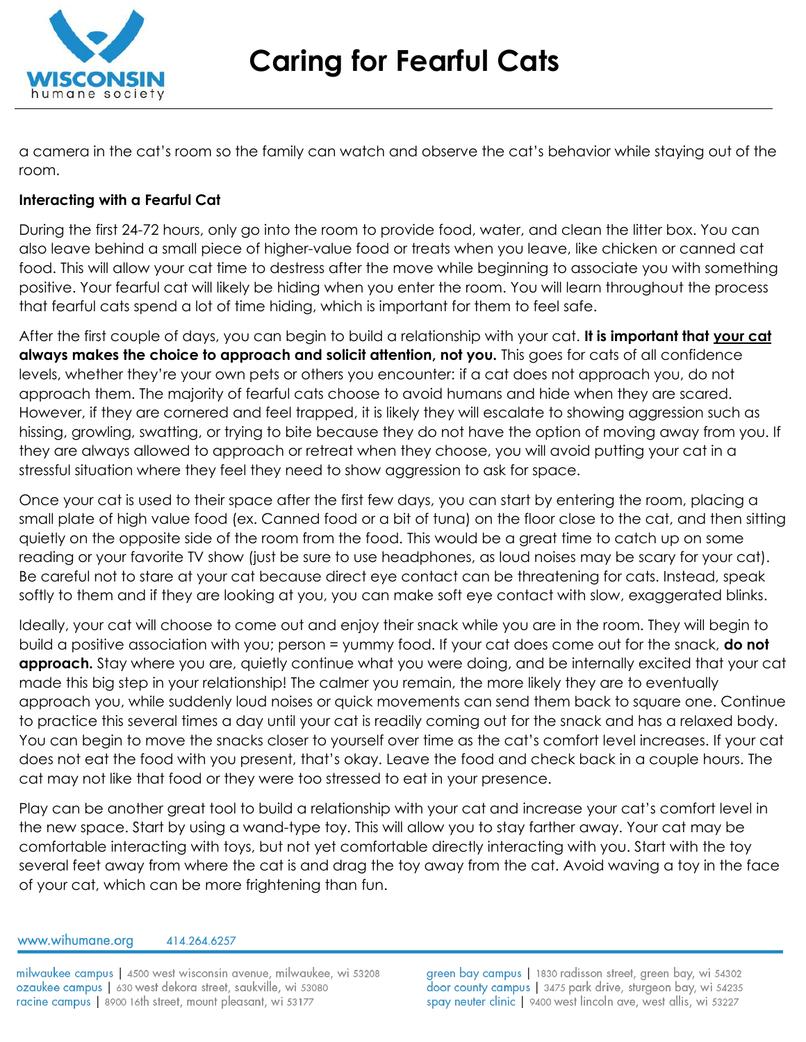a camera in the cat's room so the family can watch and observe the cat's behavior while staying out of the room.

**Interacting with a Fearful Cat**

During the first 24-72 hours, only go into the room to provide food, water, and clean the litter box. You can also leave behind a small piece of higher-value food or treats when you leave, like chicken or canned cat food. This will allow your cat time to destress after the move while beginning to associate you with something positive. Your fearful cat will likely be hiding when you enter the room. You will learn throughout the process that fearful cats spend a lot of time hiding, which is important for them to feel safe.

After the first couple of days, you can begin to build a relationship with your cat. **It is important that *your cat* always makes the choice to approach and solicit attention, not you.** This goes for cats of all confidence levels, whether they're your own pets or others you encounter: if a cat does not approach you, do not approach them. The majority of fearful cats choose to avoid humans and hide when they are scared. However, if they are cornered and feel trapped, it is likely they will escalate to showing aggression such as hissing, growling, swatting, or trying to bite because they do not have the option of moving away from you. If they are always allowed to approach or retreat when they choose, you will avoid putting your cat in a stressful situation where they feel they need to show aggression to ask for space.

Once your cat is used to their space after the first few days, you can start by entering the room, placing a small plate of high value food (ex. Canned food or a bit of tuna) on the floor close to the cat, and then sitting quietly on the opposite side of the room from the food. This would be a great time to catch up on some reading or your favorite TV show (just be sure to use headphones, as loud noises may be scary for your cat). Be careful not to stare at your cat because direct eye contact can be threatening for cats. Instead, speak softly to them and if they are looking at you, you can make soft eye contact with slow, exaggerated blinks.

Ideally, your cat will choose to come out and enjoy their snack while you are in the room. They will begin to build a positive association with you; person = yummy food. If your cat does come out for the snack, **do not approach.** Stay where you are, quietly continue what you were doing, and be internally excited that your cat made this big step in your relationship! The calmer you remain, the more likely they are to eventually approach you, while suddenly loud noises or quick movements can send them back to square one. Continue to practice this several times a day until your cat is readily coming out for the snack and has a relaxed body. You can begin to move the snacks closer to yourself over time as the cat's comfort level increases. If your cat does not eat the food with you present, that's okay. Leave the food and check back in a couple hours. The cat may not like that food or they were too stressed to eat in your presence.

Play can be another great tool to build a relationship with your cat and increase your cat's comfort level in the new space. Start by using a wand-type toy. This will allow you to stay farther away. Your cat may be comfortable interacting with toys, but not yet comfortable directly interacting with you. Start with the toy several feet away from where the cat is and drag the toy away from the cat. Avoid waving a toy in the face of your cat, which can be more frightening than fun.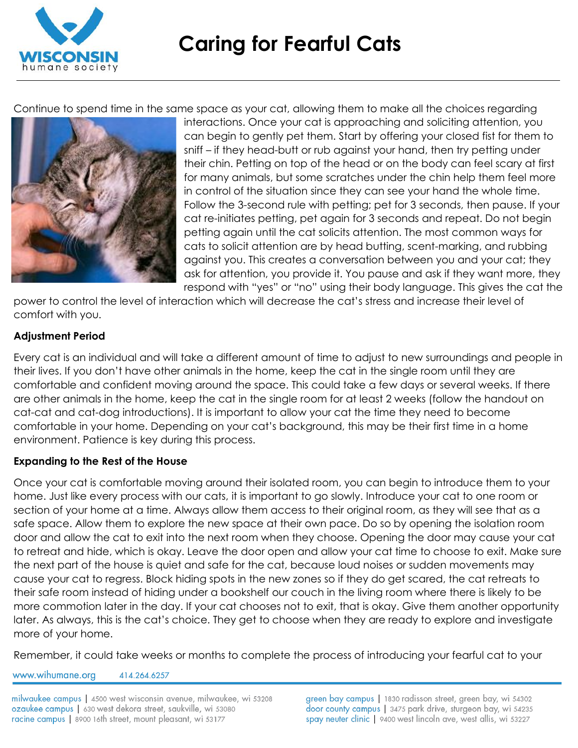Continue to spend time in the same space as your cat, allowing them to make all the choices regarding interactions. Once your cat is approaching and soliciting attention, you can begin to gently pet them. Start by offering your closed fist for them to sniff – if they head-butt or rub against your hand, then try petting under their chin. Petting on top of the head or on the body can feel scary at first for many animals, but some scratches under the chin help them feel more in control of the situation since they can see your hand the whole time. Follow the 3-second rule with petting; pet for 3 seconds, then pause. If your cat re-initiates petting, pet again for 3 seconds and repeat. Do not begin petting again until the cat solicits attention. The most common ways for cats to solicit attention are by head butting, scent-marking, and rubbing against you. This creates a conversation between you and your cat; they ask for attention, you provide it. You pause and ask if they want more, they respond with "yes" or "no" using their body language. This gives the cat the power to control the level of interaction which will decrease the cat's stress and increase their level of comfort with you.

**Adjustment Period**

Every cat is an individual and will take a different amount of time to adjust to new surroundings and people in their lives. If you don't have other animals in the home, keep the cat in the single room until they are comfortable and confident moving around the space. This could take a few days or several weeks. If there are other animals in the home, keep the cat in the single room for at least 2 weeks (follow the handout on cat-cat and cat-dog introductions). It is important to allow your cat the time they need to become comfortable in your home. Depending on your cat's background, this may be their first time in a home environment. Patience is key during this process.

**Expanding to the Rest of the House**

Once your cat is comfortable moving around their isolated room, you can begin to introduce them to your home. Just like every process with our cats, it is important to go slowly. Introduce your cat to one room or section of your home at a time. Always allow them access to their original room, as they will see that as a safe space. Allow them to explore the new space at their own pace. Do so by opening the isolation room door and allow the cat to exit into the next room when they choose. Opening the door may cause your cat to retreat and hide, which is okay. Leave the door open and allow your cat time to choose to exit. Make sure the next part of the house is quiet and safe for the cat, because loud noises or sudden movements may cause your cat to regress. Block hiding spots in the new zones so if they do get scared, the cat retreats to their safe room instead of hiding under a bookshelf our couch in the living room where there is likely to be more commotion later in the day. If your cat chooses not to exit, that is okay. Give them another opportunity later. As always, this is the cat's choice. They get to choose when they are ready to explore and investigate more of your home.

Remember, it could take weeks or months to complete the process of introducing your fearful cat to your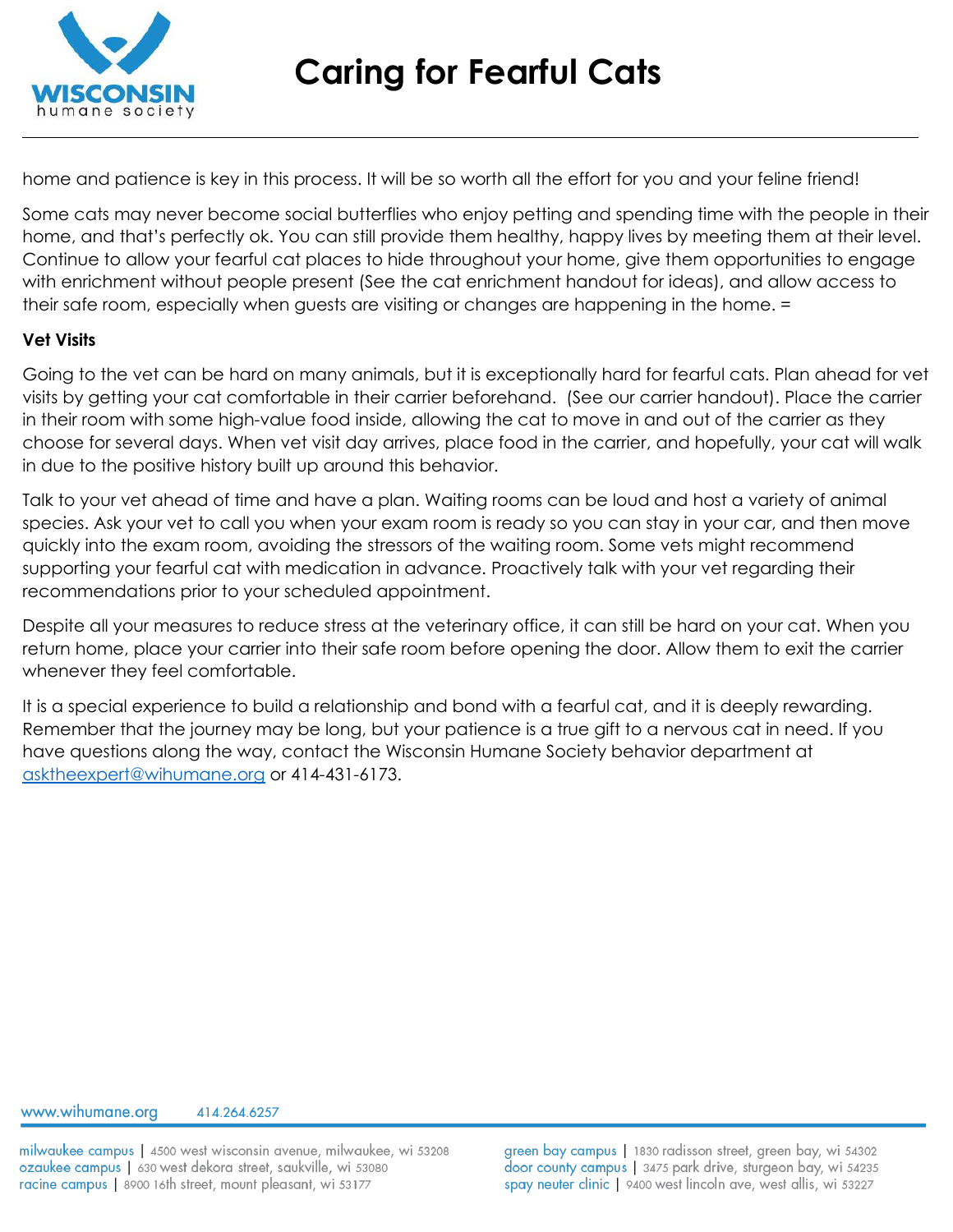home and patience is key in this process. It will be so worth all the effort for you and your feline friend!

Some cats may never become social butterflies who enjoy petting and spending time with the people in their home, and that's perfectly ok. You can still provide them healthy, happy lives by meeting them at their level. Continue to allow your fearful cat places to hide throughout your home, give them opportunities to engage with enrichment without people present (See the cat enrichment handout for ideas), and allow access to their safe room, especially when guests are visiting or changes are happening in the home. =

**Vet Visits**

Going to the vet can be hard on many animals, but it is exceptionally hard for fearful cats. Plan ahead for vet visits by getting your cat comfortable in their carrier beforehand.  (See our carrier handout). Place the carrier in their room with some high-value food inside, allowing the cat to move in and out of the carrier as they choose for several days. When vet visit day arrives, place food in the carrier, and hopefully, your cat will walk in due to the positive history built up around this behavior.

Talk to your vet ahead of time and have a plan. Waiting rooms can be loud and host a variety of animal species. Ask your vet to call you when your exam room is ready so you can stay in your car, and then move quickly into the exam room, avoiding the stressors of the waiting room. Some vets might recommend supporting your fearful cat with medication in advance. Proactively talk with your vet regarding their recommendations prior to your scheduled appointment.

Despite all your measures to reduce stress at the veterinary office, it can still be hard on your cat. When you return home, place your carrier into their safe room before opening the door. Allow them to exit the carrier whenever they feel comfortable.

It is a special experience to build a relationship and bond with a fearful cat, and it is deeply rewarding. Remember that the journey may be long, but your patience is a true gift to a nervous cat in need. If you have questions along the way, contact the Wisconsin Humane Society behavior department at asktheexpert@wihumane.org or 414-431-6173.